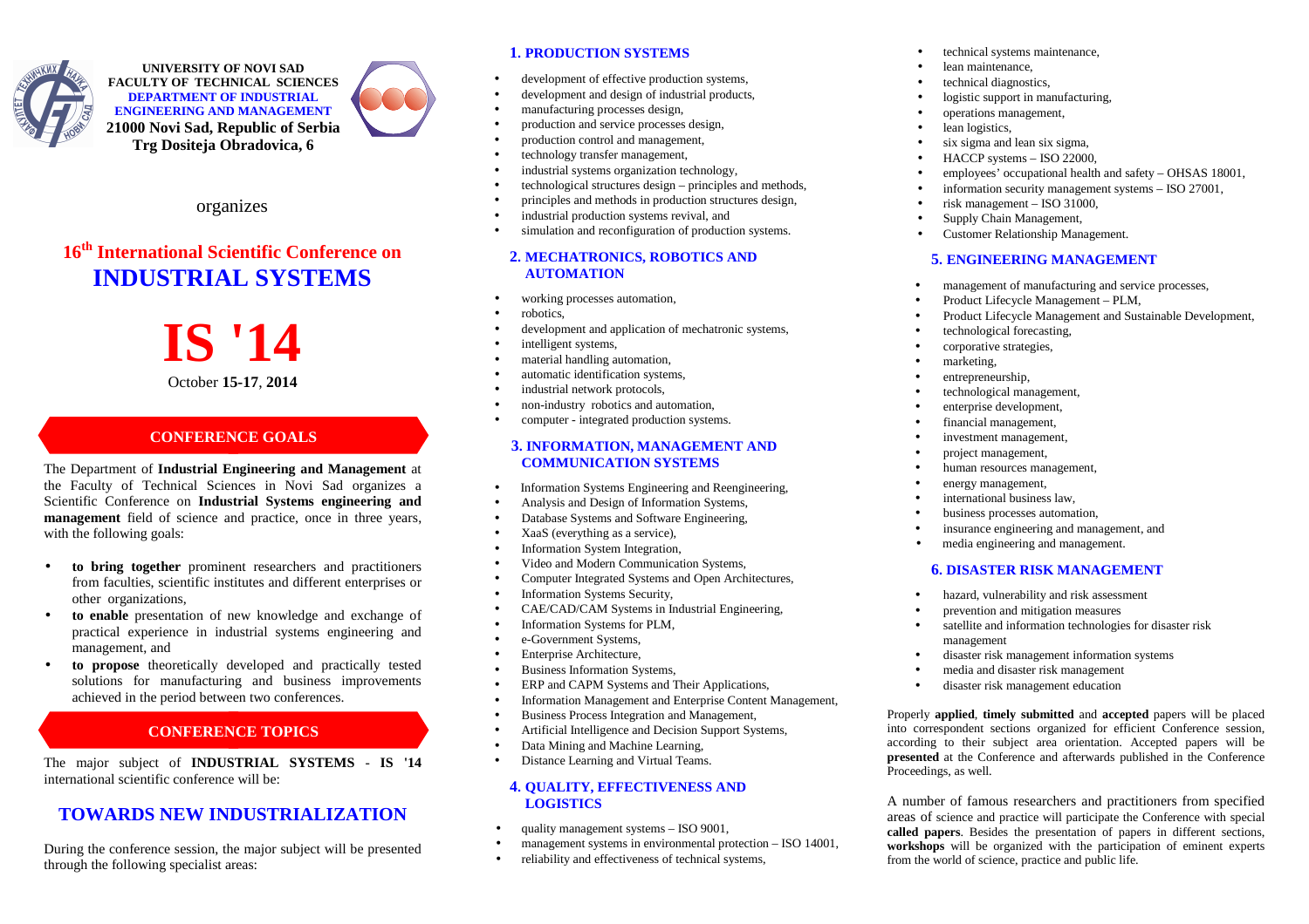**UNIVERSITY OF NOVI SAD**
**FACULTY OF TECHNICAL SCIENCES**
**DEPARTMENT OF INDUSTRIAL ENGINEERING AND MANAGEMENT**
**21000 Novi Sad, Republic of Serbia**
**Trg Dositeja Obradovica, 6**

organizes

## 16th International Scientific Conference on

# INDUSTRIAL SYSTEMS

# IS '14

October **15-17**, **2014**

## CONFERENCE GOALS

The Department of **Industrial Engineering and Management** at the Faculty of Technical Sciences in Novi Sad organizes a Scientific Conference on **Industrial Systems engineering and management** field of science and practice, once in three years, with the following goals:

- **to bring together** prominent researchers and practitioners from faculties, scientific institutes and different enterprises or other organizations,
- **to enable** presentation of new knowledge and exchange of practical experience in industrial systems engineering and management, and
- **to propose** theoretically developed and practically tested solutions for manufacturing and business improvements achieved in the period between two conferences.

## CONFERENCE TOPICS

The major subject of **INDUSTRIAL SYSTEMS** - **IS '14** international scientific conference will be:

## TOWARDS NEW INDUSTRIALIZATION

During the conference session, the major subject will be presented through the following specialist areas:

### 1. PRODUCTION SYSTEMS

- development of effective production systems,
- development and design of industrial products,
- manufacturing processes design,
- production and service processes design,
- production control and management,
- technology transfer management,
- industrial systems organization technology,
- technological structures design – principles and methods,
- principles and methods in production structures design,
- industrial production systems revival, and
- simulation and reconfiguration of production systems.

### 2. MECHATRONICS, ROBOTICS AND AUTOMATION

- working processes automation,
- robotics,
- development and application of mechatronic systems,
- intelligent systems,
- material handling automation,
- automatic identification systems,
- industrial network protocols,
- non-industry robotics and automation,
- computer - integrated production systems.

### 3. INFORMATION, MANAGEMENT AND COMMUNICATION SYSTEMS

- Information Systems Engineering and Reengineering,
- Analysis and Design of Information Systems,
- Database Systems and Software Engineering,
- XaaS (everything as a service),
- Information System Integration,
- Video and Modern Communication Systems,
- Computer Integrated Systems and Open Architectures,
- Information Systems Security,
- CAE/CAD/CAM Systems in Industrial Engineering,
- Information Systems for PLM,
- e-Government Systems,
- Enterprise Architecture,
- Business Information Systems,
- ERP and CAPM Systems and Their Applications,
- Information Management and Enterprise Content Management,
- Business Process Integration and Management,
- Artificial Intelligence and Decision Support Systems,
- Data Mining and Machine Learning,
- Distance Learning and Virtual Teams.

### 4. QUALITY, EFFECTIVENESS AND LOGISTICS

- quality management systems – ISO 9001,
- management systems in environmental protection – ISO 14001,
- reliability and effectiveness of technical systems,
- technical systems maintenance,
- lean maintenance,
- technical diagnostics,
- logistic support in manufacturing,
- operations management,
- lean logistics,
- six sigma and lean six sigma,
- HACCP systems – ISO 22000,
- employees' occupational health and safety – OHSAS 18001,
- information security management systems – ISO 27001,
- risk management – ISO 31000,
- Supply Chain Management,
- Customer Relationship Management.

### 5. ENGINEERING MANAGEMENT

- management of manufacturing and service processes,
- Product Lifecycle Management – PLM,
- Product Lifecycle Management and Sustainable Development,
- technological forecasting,
- corporative strategies,
- marketing,
- entrepreneurship,
- technological management,
- enterprise development,
- financial management,
- investment management,
- project management,
- human resources management,
- energy management,
- international business law,
- business processes automation,
- insurance engineering and management, and
- media engineering and management.

### 6. DISASTER RISK MANAGEMENT

- hazard, vulnerability and risk assessment
- prevention and mitigation measures
- satellite and information technologies for disaster risk management
- disaster risk management information systems
- media and disaster risk management
- disaster risk management education

Properly **applied**, **timely submitted** and **accepted** papers will be placed into correspondent sections organized for efficient Conference session, according to their subject area orientation. Accepted papers will be **presented** at the Conference and afterwards published in the Conference Proceedings, as well.

A number of famous researchers and practitioners from specified areas of science and practice will participate the Conference with special **called papers**. Besides the presentation of papers in different sections, **workshops** will be organized with the participation of eminent experts from the world of science, practice and public life.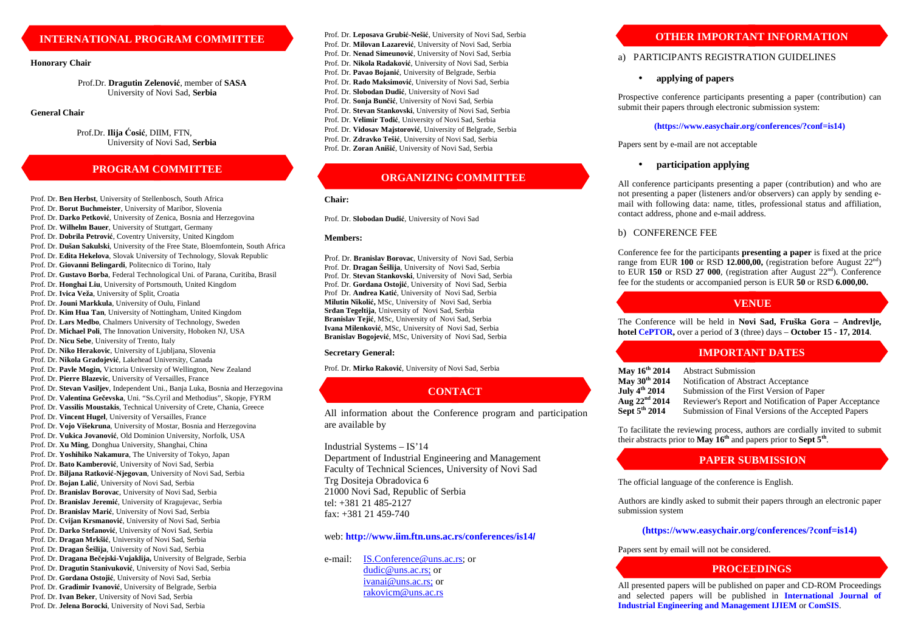## INTERNATIONAL PROGRAM COMMITTEE

**Honorary Chair**

Prof.Dr. **Dragutin Zelenović**, member of **SASA**
University of Novi Sad, **Serbia**

**General Chair**

Prof.Dr. **Ilija Ćosić**, DIIM, FTN,
University of Novi Sad, **Serbia**

## PROGRAM COMMITTEE

Prof. Dr. **Ben Herbst**, University of Stellenbosch, South Africa
Prof. Dr. **Borut Buchmeister**, University of Maribor, Slovenia
Prof. Dr. **Darko Petković**, University of Zenica, Bosnia and Herzegovina
Prof. Dr. **Wilhelm Bauer**, University of Stuttgart, Germany
Prof. Dr. **Dobrila Petrović**, Coventry University, United Kingdom
Prof. Dr. **Dušan Sakulski**, University of the Free State, Bloemfontein, South Africa
Prof. Dr. **Edita Hekelova**, Slovak University of Technology, Slovak Republic
Prof. Dr. **Giovanni Belingardi**, Politecnico di Torino, Italy
Prof. Dr. **Gustavo Borba**, Federal Technological Uni. of Parana, Curitiba, Brasil
Prof. Dr. **Honghai Liu**, University of Portsmouth, United Kingdom
Prof. Dr. **Ivica Veža**, University of Split, Croatia
Prof. Dr. **Jouni Markkula**, University of Oulu, Finland
Prof. Dr. **Kim Hua Tan**, University of Nottingham, United Kingdom
Prof. Dr. **Lars Medbo**, Chalmers University of Technology, Sweden
Prof. Dr. **Michael Poli**, The Innovation University, Hoboken NJ, USA
Prof. Dr. **Nicu Sebe**, University of Trento, Italy
Prof. Dr. **Niko Herakovic**, University of Ljubljana, Slovenia
Prof. Dr. **Nikola Gradojević**, Lakehead University, Canada
Prof. Dr. **Pavle Mogin,** Victoria University of Wellington, New Zealand
Prof. Dr. **Pierre Blazevic**, University of Versailles, France
Prof. Dr. **Stevan Vasiljev**, Independent Uni., Banja Luka, Bosnia and Herzegovina
Prof. Dr. **Valentina Gečevska**, Uni. "Ss.Cyril and Methodius", Skopje, FYRM
Prof. Dr. **Vassilis Moustakis**, Technical University of Crete, Chania, Greece
Prof. Dr. **Vincent Hugel**, University of Versailles, France
Prof. Dr. **Vojo Višekruna**, University of Mostar, Bosnia and Herzegovina
Prof. Dr. **Vukica Jovanović**, Old Dominion University, Norfolk, USA
Prof. Dr. **Xu Ming**, Donghua University, Shanghai, China
Prof. Dr. **Yoshihiko Nakamura**, The University of Tokyo, Japan
Prof. Dr. **Bato Kamberović**, University of Novi Sad, Serbia
Prof. Dr. **Biljana Ratković-Njegovan**, University of Novi Sad, Serbia
Prof. Dr. **Bojan Lalić**, University of Novi Sad, Serbia
Prof. Dr. **Branislav Borovac**, University of Novi Sad, Serbia
Prof. Dr. **Branislav Jeremić**, University of Kragujevac, Serbia
Prof. Dr. **Branislav Marić**, University of Novi Sad, Serbia
Prof. Dr. **Cvijan Krsmanović**, University of Novi Sad, Serbia
Prof. Dr. **Darko Stefanović**, University of Novi Sad, Serbia
Prof. Dr. **Dragan Mrkšić**, University of Novi Sad, Serbia
Prof. Dr. **Dragan Šešlija**, University of Novi Sad, Serbia
Prof. Dr. **Dragana Bečejski-Vujaklija,** University of Belgrade, Serbia
Prof. Dr. **Dragutin Stanivuković**, University of Novi Sad, Serbia
Prof. Dr. **Gordana Ostojić**, University of Novi Sad, Serbia
Prof. Dr. **Gradimir Ivanović**, University of Belgrade, Serbia
Prof. Dr. **Ivan Beker**, University of Novi Sad, Serbia
Prof. Dr. **Jelena Borocki**, University of Novi Sad, Serbia
Prof. Dr. **Leposava Grubić-Nešić**, University of Novi Sad, Serbia
Prof. Dr. **Milovan Lazarević**, University of Novi Sad, Serbia
Prof. Dr. **Nenad Simeunović**, University of Novi Sad, Serbia
Prof. Dr. **Nikola Radaković**, University of Novi Sad, Serbia
Prof. Dr. **Pavao Bojanić**, University of Belgrade, Serbia
Prof. Dr. **Rado Maksimović**, University of Novi Sad, Serbia
Prof. Dr. **Slobodan Dudić**, University of Novi Sad
Prof. Dr. **Sonja Bunčić**, University of Novi Sad, Serbia
Prof. Dr. **Stevan Stankovski**, University of Novi Sad, Serbia
Prof. Dr. **Velimir Todić**, University of Novi Sad, Serbia
Prof. Dr. **Vidosav Majstorović**, University of Belgrade, Serbia
Prof. Dr. **Zdravko Tešić**, University of Novi Sad, Serbia
Prof. Dr. **Zoran Anišić**, University of Novi Sad, Serbia

## ORGANIZING COMMITTEE

**Chair:**

Prof. Dr. **Slobodan Dudić**, University of Novi Sad

**Members:**

Prof. Dr. **Branislav Borovac**, University of Novi Sad, Serbia
Prof. Dr. **Dragan Šešlija**, University of Novi Sad, Serbia
Prof. Dr. **Stevan Stankovski**, University of Novi Sad, Serbia
Prof. Dr. **Gordana Ostojić**, University of Novi Sad, Serbia
Prof Dr. **Andrea Katić**, University of Novi Sad, Serbia
**Milutin Nikolić,** MSc, University of Novi Sad, Serbia
**Srdan Tegeltija**, University of Novi Sad, Serbia
**Branislav Tejić**, MSc, University of Novi Sad, Serbia
**Ivana Milenković**, MSc, University of Novi Sad, Serbia
**Branislav Bogojević**, MSc, University of Novi Sad, Serbia

**Secretary General:**

Prof. Dr. **Mirko Raković**, University of Novi Sad, Serbia

## CONTACT

All information about the Conference program and participation are available by

Industrial Systems – IS'14
Department of Industrial Engineering and Management
Faculty of Technical Sciences, University of Novi Sad
Trg Dositeja Obradovica 6
21000 Novi Sad, Republic of Serbia
tel: +381 21 485-2127
fax: +381 21 459-740

web: **http://www.iim.ftn.uns.ac.rs/conferences/is14/**

e-mail: IS.Conference@uns.ac.rs; or
dudic@uns.ac.rs; or
ivanai@uns.ac.rs; or
rakovicm@uns.ac.rs

## OTHER IMPORTANT INFORMATION

a) PARTICIPANTS REGISTRATION GUIDELINES

- **applying of papers**

Prospective conference participants presenting a paper (contribution) can submit their papers through electronic submission system:

**(https://www.easychair.org/conferences/?conf=is14)**

Papers sent by e-mail are not acceptable

- **participation applying**

All conference participants presenting a paper (contribution) and who are not presenting a paper (listeners and/or observers) can apply by sending e-mail with following data: name, titles, professional status and affiliation, contact address, phone and e-mail address.

b) CONFERENCE FEE

Conference fee for the participants **presenting a paper** is fixed at the price range from EUR **100** or RSD **12.000,00,** (registration before August 22[nd]) to EUR **150** or RSD **27 000**, (registration after August 22[nd]). Conference fee for the students or accompanied person is EUR **50** or RSD **6.000,00.**

## VENUE

The Conference will be held in **Novi Sad, Fruška Gora – Andrevlje, hotel CePTOR,** over a period of **3** (three) days – **October 15 - 17, 2014**.

## IMPORTANT DATES

| | |
|---|---|
| **May 16[th] 2014** | Abstract Submission |
| **May 30[th] 2014** | Notification of Abstract Acceptance |
| **July 4[th] 2014** | Submission of the First Version of Paper |
| **Aug 22[nd] 2014** | Reviewer's Report and Notification of Paper Acceptance |
| **Sept 5[th] 2014** | Submission of Final Versions of the Accepted Papers |

To facilitate the reviewing process, authors are cordially invited to submit their abstracts prior to **May 16[th]** and papers prior to **Sept 5[th]**.

## PAPER SUBMISSION

The official language of the conference is English.

Authors are kindly asked to submit their papers through an electronic paper submission system

**(https://www.easychair.org/conferences/?conf=is14)**

Papers sent by email will not be considered.

## PROCEEDINGS

All presented papers will be published on paper and CD-ROM Proceedings and selected papers will be published in **International Journal of Industrial Engineering and Management IJIEM** or **ComSIS**.